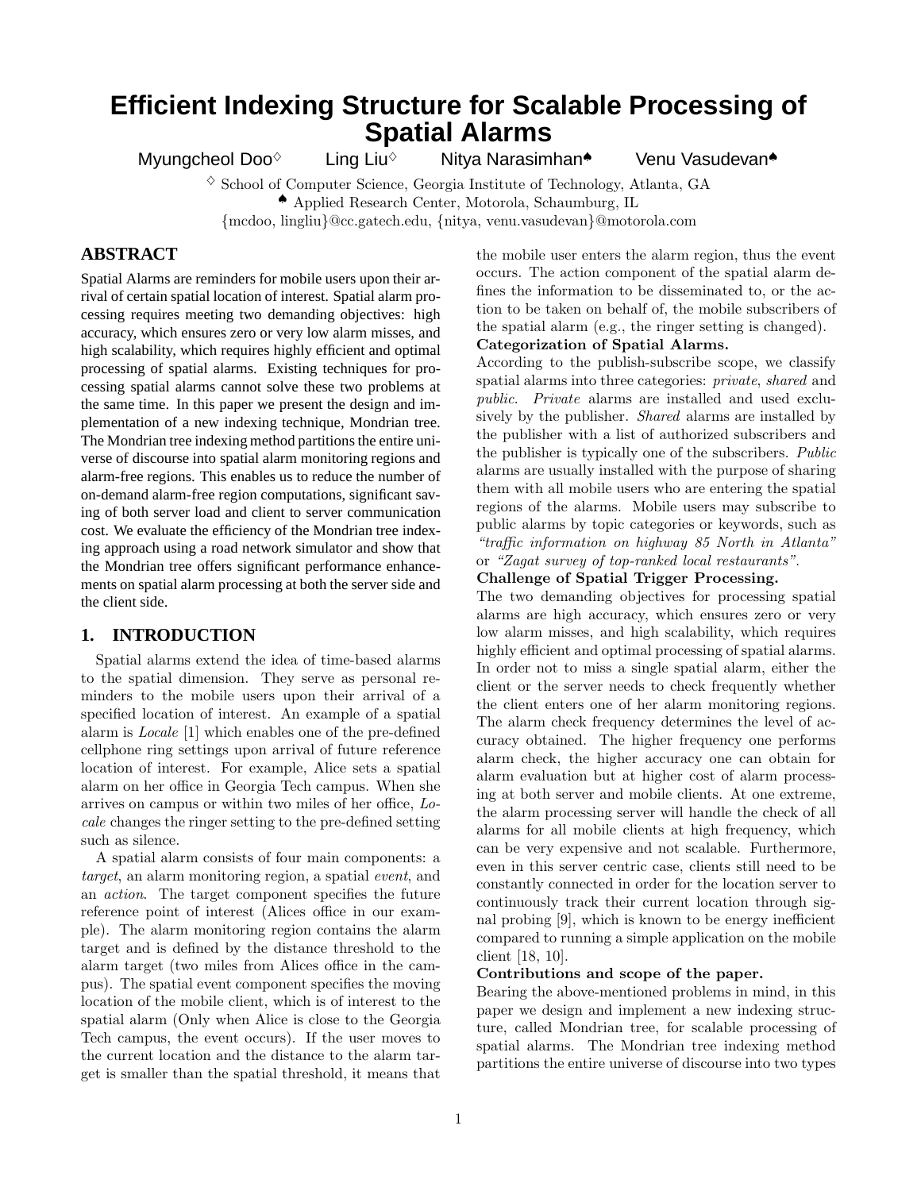# Efficient Indexing Structure for Scalable Processing of Spatial Alarms

Myungcheol Doo[◊] Ling Liu[◊] Nitya Narasimhan[♠] Venu Vasudevan[♠]

[◊] School of Computer Science, Georgia Institute of Technology, Atlanta, GA
[♠] Applied Research Center, Motorola, Schaumburg, IL
{mcdoo, lingliu}@cc.gatech.edu, {nitya, venu.vasudevan}@motorola.com

## ABSTRACT

Spatial Alarms are reminders for mobile users upon their arrival of certain spatial location of interest. Spatial alarm processing requires meeting two demanding objectives: high accuracy, which ensures zero or very low alarm misses, and high scalability, which requires highly efficient and optimal processing of spatial alarms. Existing techniques for processing spatial alarms cannot solve these two problems at the same time. In this paper we present the design and implementation of a new indexing technique, Mondrian tree. The Mondrian tree indexing method partitions the entire universe of discourse into spatial alarm monitoring regions and alarm-free regions. This enables us to reduce the number of on-demand alarm-free region computations, significant saving of both server load and client to server communication cost. We evaluate the efficiency of the Mondrian tree indexing approach using a road network simulator and show that the Mondrian tree offers significant performance enhancements on spatial alarm processing at both the server side and the client side.

## 1. INTRODUCTION

Spatial alarms extend the idea of time-based alarms to the spatial dimension. They serve as personal reminders to the mobile users upon their arrival of a specified location of interest. An example of a spatial alarm is *Locale* [1] which enables one of the pre-defined cellphone ring settings upon arrival of future reference location of interest. For example, Alice sets a spatial alarm on her office in Georgia Tech campus. When she arrives on campus or within two miles of her office, *Locale* changes the ringer setting to the pre-defined setting such as silence.

A spatial alarm consists of four main components: a *target*, an alarm monitoring region, a spatial *event*, and an *action*. The target component specifies the future reference point of interest (Alices office in our example). The alarm monitoring region contains the alarm target and is defined by the distance threshold to the alarm target (two miles from Alices office in the campus). The spatial event component specifies the moving location of the mobile client, which is of interest to the spatial alarm (Only when Alice is close to the Georgia Tech campus, the event occurs). If the user moves to the current location and the distance to the alarm target is smaller than the spatial threshold, it means that the mobile user enters the alarm region, thus the event occurs. The action component of the spatial alarm defines the information to be disseminated to, or the action to be taken on behalf of, the mobile subscribers of the spatial alarm (e.g., the ringer setting is changed).

**Categorization of Spatial Alarms.**
According to the publish-subscribe scope, we classify spatial alarms into three categories: *private*, *shared* and *public*. *Private* alarms are installed and used exclusively by the publisher. *Shared* alarms are installed by the publisher with a list of authorized subscribers and the publisher is typically one of the subscribers. *Public* alarms are usually installed with the purpose of sharing them with all mobile users who are entering the spatial regions of the alarms. Mobile users may subscribe to public alarms by topic categories or keywords, such as *"traffic information on highway 85 North in Atlanta"* or *"Zagat survey of top-ranked local restaurants"*.

**Challenge of Spatial Trigger Processing.**
The two demanding objectives for processing spatial alarms are high accuracy, which ensures zero or very low alarm misses, and high scalability, which requires highly efficient and optimal processing of spatial alarms. In order not to miss a single spatial alarm, either the client or the server needs to check frequently whether the client enters one of her alarm monitoring regions. The alarm check frequency determines the level of accuracy obtained. The higher frequency one performs alarm check, the higher accuracy one can obtain for alarm evaluation but at higher cost of alarm processing at both server and mobile clients. At one extreme, the alarm processing server will handle the check of all alarms for all mobile clients at high frequency, which can be very expensive and not scalable. Furthermore, even in this server centric case, clients still need to be constantly connected in order for the location server to continuously track their current location through signal probing [9], which is known to be energy inefficient compared to running a simple application on the mobile client [18, 10].

**Contributions and scope of the paper.**
Bearing the above-mentioned problems in mind, in this paper we design and implement a new indexing structure, called Mondrian tree, for scalable processing of spatial alarms. The Mondrian tree indexing method partitions the entire universe of discourse into two types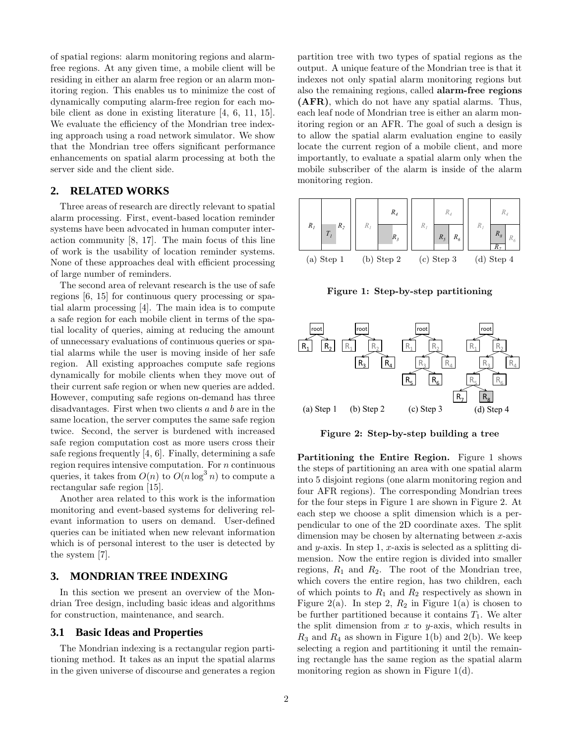of spatial regions: alarm monitoring regions and alarm-free regions. At any given time, a mobile client will be residing in either an alarm free region or an alarm monitoring region. This enables us to minimize the cost of dynamically computing alarm-free region for each mobile client as done in existing literature [4, 6, 11, 15]. We evaluate the efficiency of the Mondrian tree indexing approach using a road network simulator. We show that the Mondrian tree offers significant performance enhancements on spatial alarm processing at both the server side and the client side.

## 2. RELATED WORKS

Three areas of research are directly relevant to spatial alarm processing. First, event-based location reminder systems have been advocated in human computer interaction community [8, 17]. The main focus of this line of work is the usability of location reminder systems. None of these approaches deal with efficient processing of large number of reminders.

The second area of relevant research is the use of safe regions [6, 15] for continuous query processing or spatial alarm processing [4]. The main idea is to compute a safe region for each mobile client in terms of the spatial locality of queries, aiming at reducing the amount of unnecessary evaluations of continuous queries or spatial alarms while the user is moving inside of her safe region. All existing approaches compute safe regions dynamically for mobile clients when they move out of their current safe region or when new queries are added. However, computing safe regions on-demand has three disadvantages. First when two clients $a$ and $b$ are in the same location, the server computes the same safe region twice. Second, the server is burdened with increased safe region computation cost as more users cross their safe regions frequently [4, 6]. Finally, determining a safe region requires intensive computation. For $n$ continuous queries, it takes from $O(n)$ to $O(n \log^3 n)$ to compute a rectangular safe region [15].

Another area related to this work is the information monitoring and event-based systems for delivering relevant information to users on demand. User-defined queries can be initiated when new relevant information which is of personal interest to the user is detected by the system [7].

## 3. MONDRIAN TREE INDEXING

In this section we present an overview of the Mondrian Tree design, including basic ideas and algorithms for construction, maintenance, and search.

### 3.1 Basic Ideas and Properties

The Mondrian indexing is a rectangular region partitioning method. It takes as an input the spatial alarms in the given universe of discourse and generates a region partition tree with two types of spatial regions as the output. A unique feature of the Mondrian tree is that it indexes not only spatial alarm monitoring regions but also the remaining regions, called **alarm-free regions (AFR)**, which do not have any spatial alarms. Thus, each leaf node of Mondrian tree is either an alarm monitoring region or an AFR. The goal of such a design is to allow the spatial alarm evaluation engine to easily locate the current region of a mobile client, and more importantly, to evaluate a spatial alarm only when the mobile subscriber of the alarm is inside of the alarm monitoring region.

(a) Step 1 (b) Step 2 (c) Step 3 (d) Step 4

**Figure 1: Step-by-step partitioning**

(a) Step 1 (b) Step 2 (c) Step 3 (d) Step 4

**Figure 2: Step-by-step building a tree**

**Partitioning the Entire Region.** Figure 1 shows the steps of partitioning an area with one spatial alarm into 5 disjoint regions (one alarm monitoring region and four AFR regions). The corresponding Mondrian trees for the four steps in Figure 1 are shown in Figure 2. At each step we choose a split dimension which is a perpendicular to one of the 2D coordinate axes. The split dimension may be chosen by alternating between $x$-axis and $y$-axis. In step 1, $x$-axis is selected as a splitting dimension. Now the entire region is divided into smaller regions, $R_1$ and $R_2$. The root of the Mondrian tree, which covers the entire region, has two children, each of which points to $R_1$ and $R_2$ respectively as shown in Figure 2(a). In step 2, $R_2$ in Figure 1(a) is chosen to be further partitioned because it contains $T_1$. We alter the split dimension from $x$ to $y$-axis, which results in $R_3$ and $R_4$ as shown in Figure 1(b) and 2(b). We keep selecting a region and partitioning it until the remaining rectangle has the same region as the spatial alarm monitoring region as shown in Figure 1(d).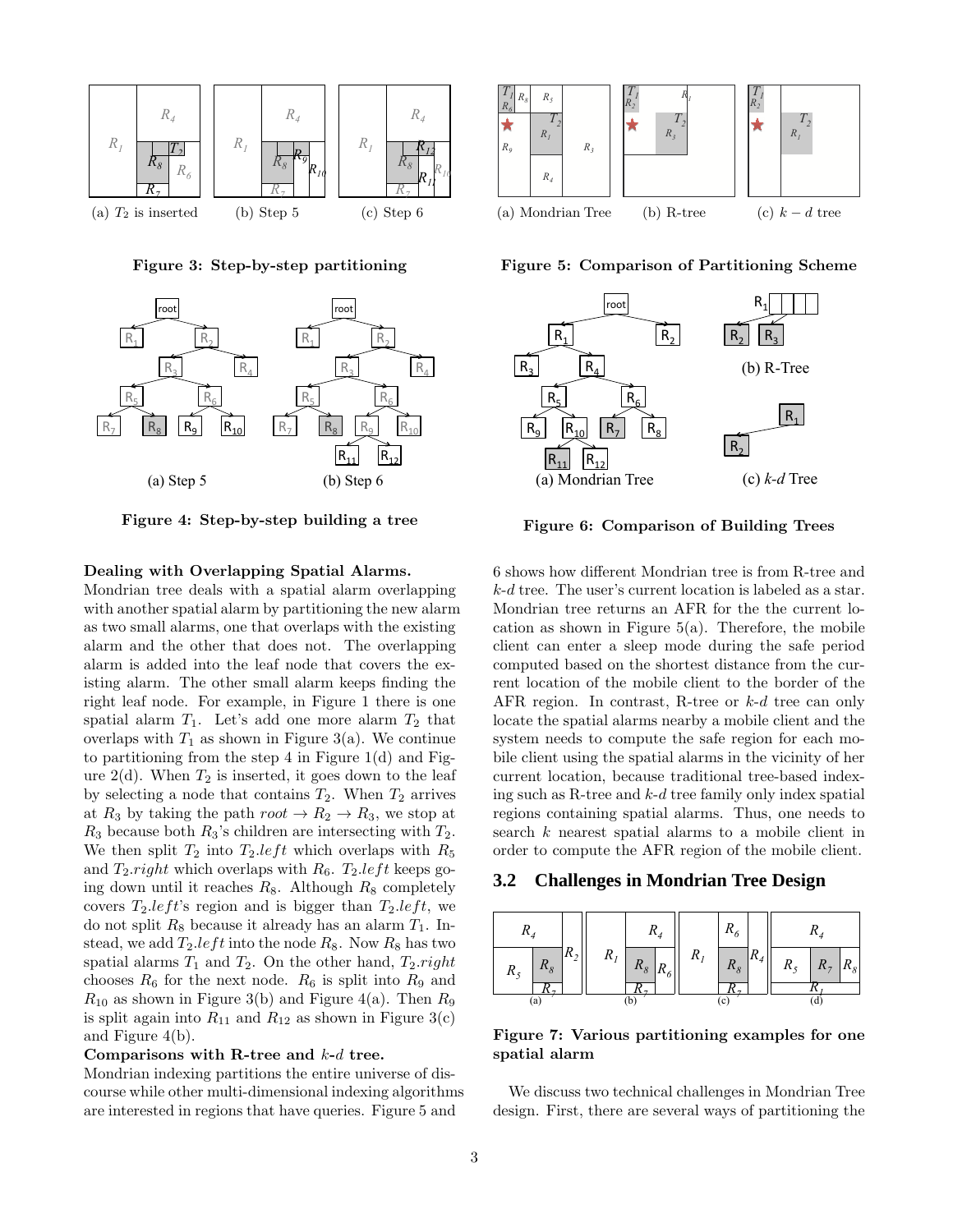(a) $T_2$ is inserted (b) Step 5 (c) Step 6

**Figure 3: Step-by-step partitioning**

(a) Step 5 (b) Step 6

**Figure 4: Step-by-step building a tree**

**Dealing with Overlapping Spatial Alarms.**
Mondrian tree deals with a spatial alarm overlapping with another spatial alarm by partitioning the new alarm as two small alarms, one that overlaps with the existing alarm and the other that does not. The overlapping alarm is added into the leaf node that covers the existing alarm. The other small alarm keeps finding the right leaf node. For example, in Figure 1 there is one spatial alarm $T_1$. Let's add one more alarm $T_2$ that overlaps with $T_1$ as shown in Figure 3(a). We continue to partitioning from the step 4 in Figure 1(d) and Figure 2(d). When $T_2$ is inserted, it goes down to the leaf by selecting a node that contains $T_2$. When $T_2$ arrives at $R_3$ by taking the path $root \rightarrow R_2 \rightarrow R_3$, we stop at $R_3$ because both $R_3$'s children are intersecting with $T_2$. We then split $T_2$ into $T_2.left$ which overlaps with $R_5$ and $T_2.right$ which overlaps with $R_6$. $T_2.left$ keeps going down until it reaches $R_8$. Although $R_8$ completely covers $T_2.left$'s region and is bigger than $T_2.left$, we do not split $R_8$ because it already has an alarm $T_1$. Instead, we add $T_2.left$ into the node $R_8$. Now $R_8$ has two spatial alarms $T_1$ and $T_2$. On the other hand, $T_2.right$ chooses $R_6$ for the next node. $R_6$ is split into $R_9$ and $R_{10}$ as shown in Figure 3(b) and Figure 4(a). Then $R_9$ is split again into $R_{11}$ and $R_{12}$ as shown in Figure 3(c) and Figure 4(b).

**Comparisons with R-tree and $k$-d tree.**
Mondrian indexing partitions the entire universe of discourse while other multi-dimensional indexing algorithms are interested in regions that have queries. Figure 5 and

(a) Mondrian Tree (b) R-tree (c) $k-d$ tree

**Figure 5: Comparison of Partitioning Scheme**

(a) Mondrian Tree (b) R-Tree (c) *k-d* Tree

**Figure 6: Comparison of Building Trees**

6 shows how different Mondrian tree is from R-tree and $k$-d tree. The user's current location is labeled as a star. Mondrian tree returns an AFR for the the current location as shown in Figure 5(a). Therefore, the mobile client can enter a sleep mode during the safe period computed based on the shortest distance from the current location of the mobile client to the border of the AFR region. In contrast, R-tree or $k$-d tree can only locate the spatial alarms nearby a mobile client and the system needs to compute the safe region for each mobile client using the spatial alarms in the vicinity of her current location, because traditional tree-based indexing such as R-tree and $k$-d tree family only index spatial regions containing spatial alarms. Thus, one needs to search $k$ nearest spatial alarms to a mobile client in order to compute the AFR region of the mobile client.

## 3.2 Challenges in Mondrian Tree Design

(a) (b) (c) (d)

**Figure 7: Various partitioning examples for one spatial alarm**

We discuss two technical challenges in Mondrian Tree design. First, there are several ways of partitioning the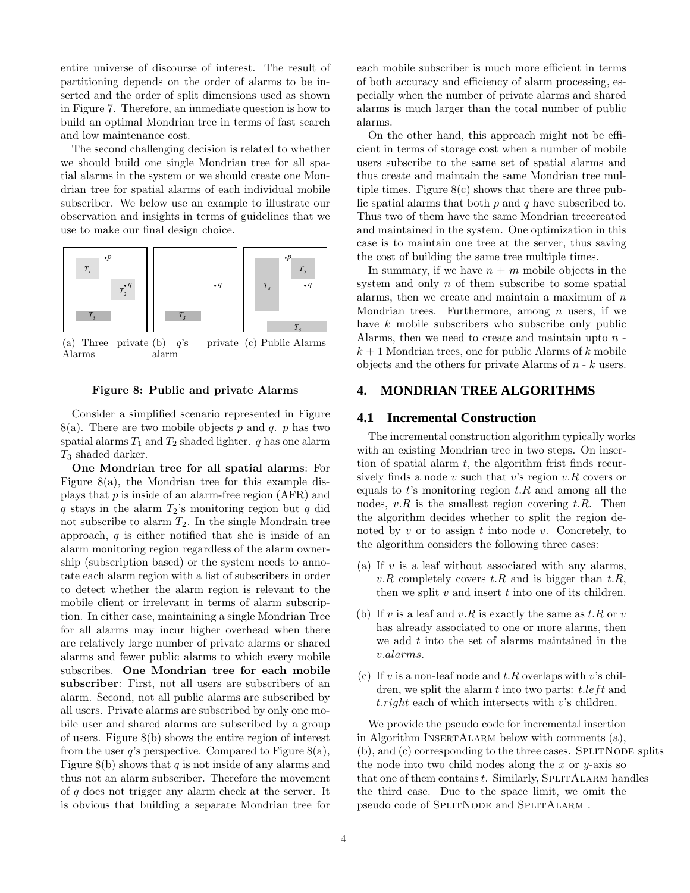entire universe of discourse of interest. The result of partitioning depends on the order of alarms to be inserted and the order of split dimensions used as shown in Figure 7. Therefore, an immediate question is how to build an optimal Mondrian tree in terms of fast search and low maintenance cost.

The second challenging decision is related to whether we should build one single Mondrian tree for all spatial alarms in the system or we should create one Mondrian tree for spatial alarms of each individual mobile subscriber. We below use an example to illustrate our observation and insights in terms of guidelines that we use to make our final design choice.

(a) Three private Alarms (b) $q$'s private alarm (c) Public Alarms

**Figure 8: Public and private Alarms**

Consider a simplified scenario represented in Figure 8(a). There are two mobile objects $p$ and $q$. $p$ has two spatial alarms $T_1$ and $T_2$ shaded lighter. $q$ has one alarm $T_3$ shaded darker.

**One Mondrian tree for all spatial alarms**: For Figure 8(a), the Mondrian tree for this example displays that $p$ is inside of an alarm-free region (AFR) and $q$ stays in the alarm $T_2$'s monitoring region but $q$ did not subscribe to alarm $T_2$. In the single Mondrain tree approach, $q$ is either notified that she is inside of an alarm monitoring region regardless of the alarm ownership (subscription based) or the system needs to annotate each alarm region with a list of subscribers in order to detect whether the alarm region is relevant to the mobile client or irrelevant in terms of alarm subscription. In either case, maintaining a single Mondrian Tree for all alarms may incur higher overhead when there are relatively large number of private alarms or shared alarms and fewer public alarms to which every mobile subscribes. **One Mondrian tree for each mobile subscriber**: First, not all users are subscribers of an alarm. Second, not all public alarms are subscribed by all users. Private alarms are subscribed by only one mobile user and shared alarms are subscribed by a group of users. Figure 8(b) shows the entire region of interest from the user $q$'s perspective. Compared to Figure 8(a), Figure 8(b) shows that $q$ is not inside of any alarms and thus not an alarm subscriber. Therefore the movement of $q$ does not trigger any alarm check at the server. It is obvious that building a separate Mondrian tree for each mobile subscriber is much more efficient in terms of both accuracy and efficiency of alarm processing, especially when the number of private alarms and shared alarms is much larger than the total number of public alarms.

On the other hand, this approach might not be efficient in terms of storage cost when a number of mobile users subscribe to the same set of spatial alarms and thus create and maintain the same Mondrian tree multiple times. Figure 8(c) shows that there are three public spatial alarms that both $p$ and $q$ have subscribed to. Thus two of them have the same Mondrian treecreated and maintained in the system. One optimization in this case is to maintain one tree at the server, thus saving the cost of building the same tree multiple times.

In summary, if we have $n + m$ mobile objects in the system and only $n$ of them subscribe to some spatial alarms, then we create and maintain a maximum of $n$ Mondrian trees. Furthermore, among $n$ users, if we have $k$ mobile subscribers who subscribe only public Alarms, then we need to create and maintain upto $n$ - $k + 1$ Mondrian trees, one for public Alarms of $k$ mobile objects and the others for private Alarms of $n$ - $k$ users.

# 4. MONDRIAN TREE ALGORITHMS

## 4.1 Incremental Construction

The incremental construction algorithm typically works with an existing Mondrian tree in two steps. On insertion of spatial alarm $t$, the algorithm frist finds recursively finds a node $v$ such that $v$'s region $v.R$ covers or equals to $t$'s monitoring region $t.R$ and among all the nodes, $v.R$ is the smallest region covering $t.R$. Then the algorithm decides whether to split the region denoted by $v$ or to assign $t$ into node $v$. Concretely, to the algorithm considers the following three cases:

(a) If $v$ is a leaf without associated with any alarms, $v.R$ completely covers $t.R$ and is bigger than $t.R$, then we split $v$ and insert $t$ into one of its children.

(b) If $v$ is a leaf and $v.R$ is exactly the same as $t.R$ or $v$ has already associated to one or more alarms, then we add $t$ into the set of alarms maintained in the $v.alarms$.

(c) If $v$ is a non-leaf node and $t.R$ overlaps with $v$'s children, we split the alarm $t$ into two parts: $t.left$ and $t.right$ each of which intersects with $v$'s children.

We provide the pseudo code for incremental insertion in Algorithm InsertAlarm below with comments (a), (b), and (c) corresponding to the three cases. SplitNode splits the node into two child nodes along the $x$ or $y$-axis so that one of them contains $t$. Similarly, SplitAlarm handles the third case. Due to the space limit, we omit the pseudo code of SplitNode and SplitAlarm .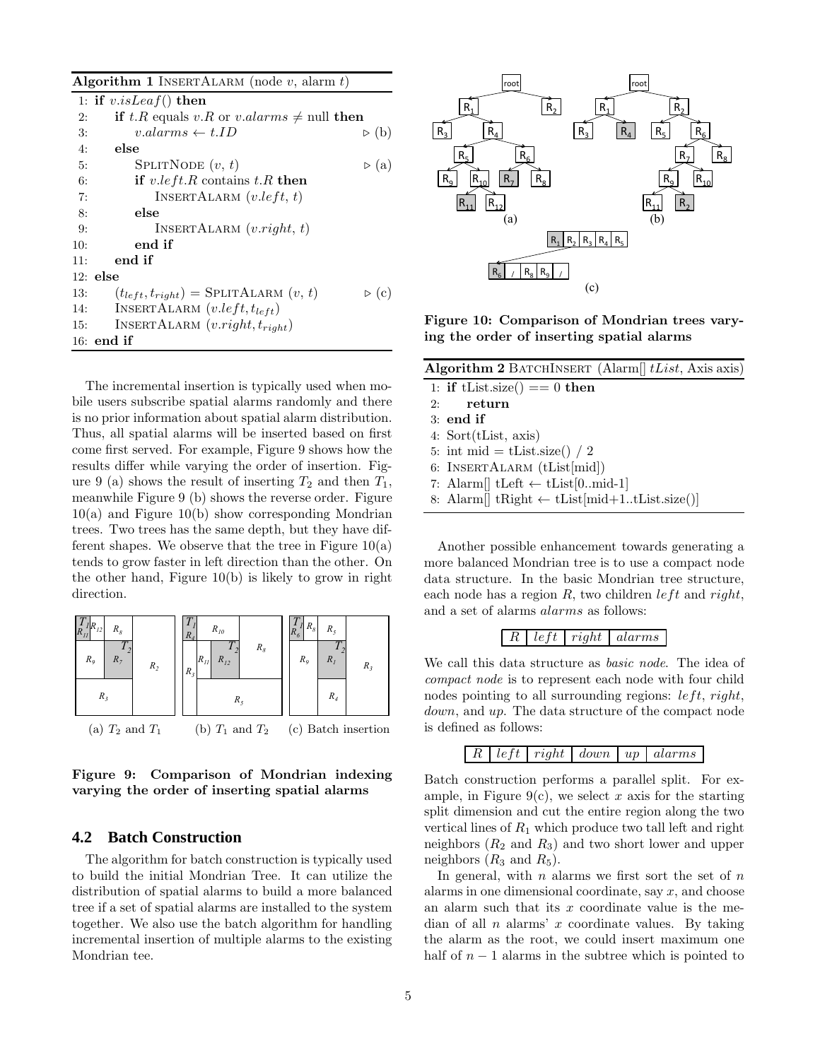**Algorithm 1** INSERTALARM (node $v$, alarm $t$)

```
1: if v.isLeaf() then
2:     if t.R equals v.R or v.alarms ≠ null then
3:         v.alarms ← t.ID                              ▷ (b)
4:     else
5:         SPLITNODE (v, t)                              ▷ (a)
6:         if v.left.R contains t.R then
7:             INSERTALARM (v.left, t)
8:         else
9:             INSERTALARM (v.right, t)
10:        end if
11:    end if
12: else
13:    (t_left, t_right) = SPLITALARM (v, t)             ▷ (c)
14:    INSERTALARM (v.left, t_left)
15:    INSERTALARM (v.right, t_right)
16: end if
```

The incremental insertion is typically used when mobile users subscribe spatial alarms randomly and there is no prior information about spatial alarm distribution. Thus, all spatial alarms will be inserted based on first come first served. For example, Figure 9 shows how the results differ while varying the order of insertion. Figure 9 (a) shows the result of inserting $T_2$ and then $T_1$, meanwhile Figure 9 (b) shows the reverse order. Figure 10(a) and Figure 10(b) show corresponding Mondrian trees. Two trees has the same depth, but they have different shapes. We observe that the tree in Figure 10(a) tends to grow faster in left direction than the other. On the other hand, Figure 10(b) is likely to grow in right direction.

(a) $T_2$ and $T_1$ (b) $T_1$ and $T_2$ (c) Batch insertion

**Figure 9: Comparison of Mondrian indexing varying the order of inserting spatial alarms**

**Figure 10: Comparison of Mondrian trees varying the order of inserting spatial alarms**

## 4.2 Batch Construction

The algorithm for batch construction is typically used to build the initial Mondrian Tree. It can utilize the distribution of spatial alarms to build a more balanced tree if a set of spatial alarms are installed to the system together. We also use the batch algorithm for handling incremental insertion of multiple alarms to the existing Mondrian tee.

**Algorithm 2** BATCHINSERT (Alarm[] $tList$, Axis axis)

```
1: if tList.size() == 0 then
2:     return
3: end if
4: Sort(tList, axis)
5: int mid = tList.size() / 2
6: INSERTALARM (tList[mid])
7: Alarm[] tLeft ← tList[0..mid-1]
8: Alarm[] tRight ← tList[mid+1..tList.size()]
```

Another possible enhancement towards generating a more balanced Mondrian tree is to use a compact node data structure. In the basic Mondrian tree structure, each node has a region $R$, two children $left$ and $right$, and a set of alarms $alarms$ as follows:

| $R$ | $left$ | $right$ | $alarms$ |
|---|---|---|---|

We call this data structure as *basic node*. The idea of *compact node* is to represent each node with four child nodes pointing to all surrounding regions: $left$, $right$, $down$, and $up$. The data structure of the compact node is defined as follows:

| $R$ | $left$ | $right$ | $down$ | $up$ | $alarms$ |
|---|---|---|---|---|---|

Batch construction performs a parallel split. For example, in Figure 9(c), we select $x$ axis for the starting split dimension and cut the entire region along the two vertical lines of $R_1$ which produce two tall left and right neighbors ($R_2$ and $R_3$) and two short lower and upper neighbors ($R_3$ and $R_5$).

In general, with $n$ alarms we first sort the set of $n$ alarms in one dimensional coordinate, say $x$, and choose an alarm such that its $x$ coordinate value is the median of all $n$ alarms' $x$ coordinate values. By taking the alarm as the root, we could insert maximum one half of $n-1$ alarms in the subtree which is pointed to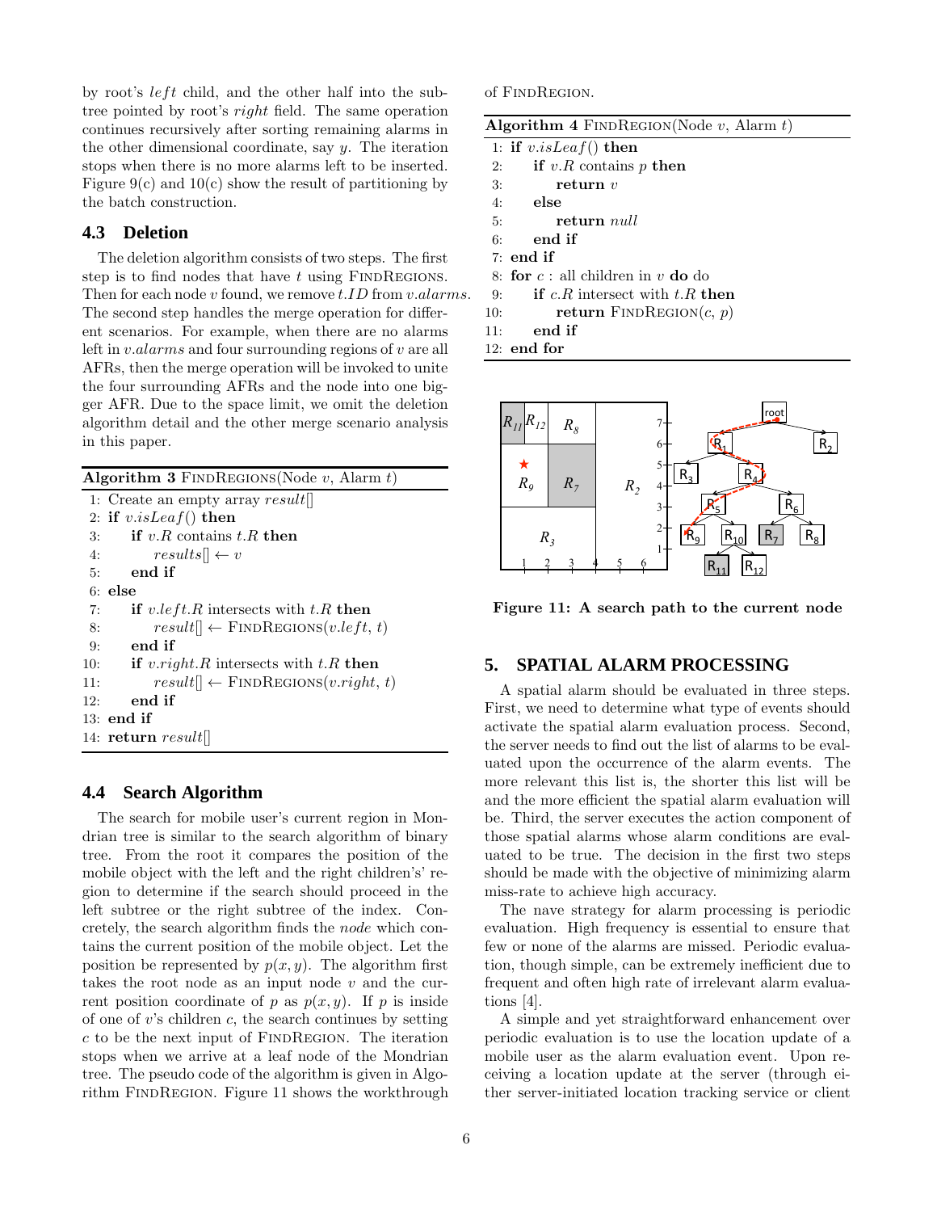by root's $left$ child, and the other half into the subtree pointed by root's $right$ field. The same operation continues recursively after sorting remaining alarms in the other dimensional coordinate, say $y$. The iteration stops when there is no more alarms left to be inserted. Figure 9(c) and 10(c) show the result of partitioning by the batch construction.

### 4.3 Deletion

The deletion algorithm consists of two steps. The first step is to find nodes that have $t$ using FINDREGIONS. Then for each node $v$ found, we remove $t.ID$ from $v.alarms$. The second step handles the merge operation for different scenarios. For example, when there are no alarms left in $v.alarms$ and four surrounding regions of $v$ are all AFRs, then the merge operation will be invoked to unite the four surrounding AFRs and the node into one bigger AFR. Due to the space limit, we omit the deletion algorithm detail and the other merge scenario analysis in this paper.

**Algorithm 3** FINDREGIONS(Node $v$, Alarm $t$)

```
1: Create an empty array result[]
2: if v.isLeaf() then
3:     if v.R contains t.R then
4:         results[] ← v
5:     end if
6: else
7:     if v.left.R intersects with t.R then
8:         result[] ← FINDREGIONS(v.left, t)
9:     end if
10:    if v.right.R intersects with t.R then
11:        result[] ← FINDREGIONS(v.right, t)
12:    end if
13: end if
14: return result[]
```

### 4.4 Search Algorithm

The search for mobile user's current region in Mondrian tree is similar to the search algorithm of binary tree. From the root it compares the position of the mobile object with the left and the right children's' region to determine if the search should proceed in the left subtree or the right subtree of the index. Concretely, the search algorithm finds the *node* which contains the current position of the mobile object. Let the position be represented by $p(x, y)$. The algorithm first takes the root node as an input node $v$ and the current position coordinate of $p$ as $p(x, y)$. If $p$ is inside of one of $v$'s children $c$, the search continues by setting $c$ to be the next input of FINDREGION. The iteration stops when we arrive at a leaf node of the Mondrian tree. The pseudo code of the algorithm is given in Algorithm FINDREGION. Figure 11 shows the workthrough of FINDREGION.

**Algorithm 4** FINDREGION(Node $v$, Alarm $t$)

```
1: if v.isLeaf() then
2:     if v.R contains p then
3:         return v
4:     else
5:         return null
6:     end if
7: end if
8: for c : all children in v do do
9:     if c.R intersect with t.R then
10:        return FINDREGION(c, p)
11:    end if
12: end for
```

**Figure 11: A search path to the current node**

## 5. SPATIAL ALARM PROCESSING

A spatial alarm should be evaluated in three steps. First, we need to determine what type of events should activate the spatial alarm evaluation process. Second, the server needs to find out the list of alarms to be evaluated upon the occurrence of the alarm events. The more relevant this list is, the shorter this list will be and the more efficient the spatial alarm evaluation will be. Third, the server executes the action component of those spatial alarms whose alarm conditions are evaluated to be true. The decision in the first two steps should be made with the objective of minimizing alarm miss-rate to achieve high accuracy.

The nave strategy for alarm processing is periodic evaluation. High frequency is essential to ensure that few or none of the alarms are missed. Periodic evaluation, though simple, can be extremely inefficient due to frequent and often high rate of irrelevant alarm evaluations [4].

A simple and yet straightforward enhancement over periodic evaluation is to use the location update of a mobile user as the alarm evaluation event. Upon receiving a location update at the server (through either server-initiated location tracking service or client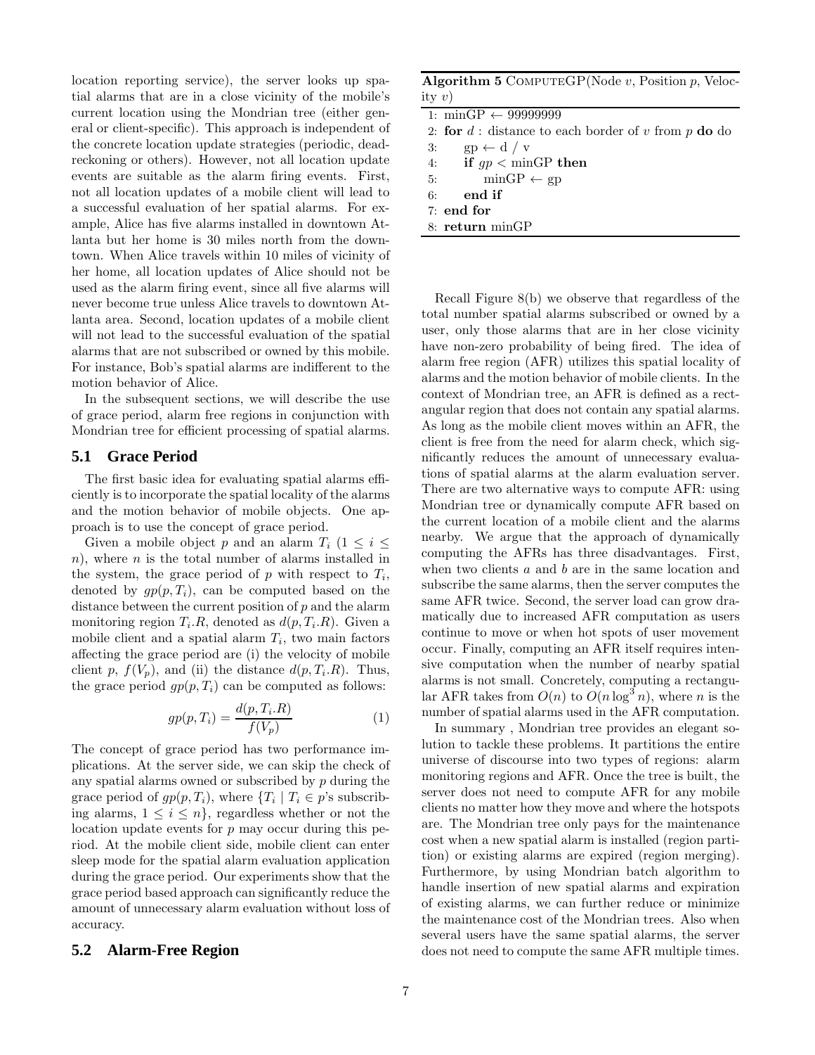location reporting service), the server looks up spatial alarms that are in a close vicinity of the mobile's current location using the Mondrian tree (either general or client-specific). This approach is independent of the concrete location update strategies (periodic, dead-reckoning or others). However, not all location update events are suitable as the alarm firing events. First, not all location updates of a mobile client will lead to a successful evaluation of her spatial alarms. For example, Alice has five alarms installed in downtown Atlanta but her home is 30 miles north from the downtown. When Alice travels within 10 miles of vicinity of her home, all location updates of Alice should not be used as the alarm firing event, since all five alarms will never become true unless Alice travels to downtown Atlanta area. Second, location updates of a mobile client will not lead to the successful evaluation of the spatial alarms that are not subscribed or owned by this mobile. For instance, Bob's spatial alarms are indifferent to the motion behavior of Alice.

In the subsequent sections, we will describe the use of grace period, alarm free regions in conjunction with Mondrian tree for efficient processing of spatial alarms.

## 5.1 Grace Period

The first basic idea for evaluating spatial alarms efficiently is to incorporate the spatial locality of the alarms and the motion behavior of mobile objects. One approach is to use the concept of grace period.

Given a mobile object $p$ and an alarm $T_i$ ($1 \leq i \leq n$), where $n$ is the total number of alarms installed in the system, the grace period of $p$ with respect to $T_i$, denoted by $gp(p, T_i)$, can be computed based on the distance between the current position of $p$ and the alarm monitoring region $T_i.R$, denoted as $d(p, T_i.R)$. Given a mobile client and a spatial alarm $T_i$, two main factors affecting the grace period are (i) the velocity of mobile client $p$, $f(V_p)$, and (ii) the distance $d(p, T_i.R)$. Thus, the grace period $gp(p, T_i)$ can be computed as follows:

$$gp(p, T_i) = \frac{d(p, T_i.R)}{f(V_p)} \quad (1)$$

The concept of grace period has two performance implications. At the server side, we can skip the check of any spatial alarms owned or subscribed by $p$ during the grace period of $gp(p, T_i)$, where $\{T_i \mid T_i \in p\text{'s subscribing alarms}, 1 \leq i \leq n\}$, regardless whether or not the location update events for $p$ may occur during this period. At the mobile client side, mobile client can enter sleep mode for the spatial alarm evaluation application during the grace period. Our experiments show that the grace period based approach can significantly reduce the amount of unnecessary alarm evaluation without loss of accuracy.

**Algorithm 5** COMPUTEGP(Node $v$, Position $p$, Velocity $v$)

```
1: minGP ← 99999999
2: for d : distance to each border of v from p do do
3:     gp ← d / v
4:     if gp < minGP then
5:         minGP ← gp
6:     end if
7: end for
8: return minGP
```

## 5.2 Alarm-Free Region

Recall Figure 8(b) we observe that regardless of the total number spatial alarms subscribed or owned by a user, only those alarms that are in her close vicinity have non-zero probability of being fired. The idea of alarm free region (AFR) utilizes this spatial locality of alarms and the motion behavior of mobile clients. In the context of Mondrian tree, an AFR is defined as a rectangular region that does not contain any spatial alarms. As long as the mobile client moves within an AFR, the client is free from the need for alarm check, which significantly reduces the amount of unnecessary evaluations of spatial alarms at the alarm evaluation server. There are two alternative ways to compute AFR: using Mondrian tree or dynamically compute AFR based on the current location of a mobile client and the alarms nearby. We argue that the approach of dynamically computing the AFRs has three disadvantages. First, when two clients $a$ and $b$ are in the same location and subscribe the same alarms, then the server computes the same AFR twice. Second, the server load can grow dramatically due to increased AFR computation as users continue to move or when hot spots of user movement occur. Finally, computing an AFR itself requires intensive computation when the number of nearby spatial alarms is not small. Concretely, computing a rectangular AFR takes from $O(n)$ to $O(n \log^3 n)$, where $n$ is the number of spatial alarms used in the AFR computation.

In summary , Mondrian tree provides an elegant solution to tackle these problems. It partitions the entire universe of discourse into two types of regions: alarm monitoring regions and AFR. Once the tree is built, the server does not need to compute AFR for any mobile clients no matter how they move and where the hotspots are. The Mondrian tree only pays for the maintenance cost when a new spatial alarm is installed (region partition) or existing alarms are expired (region merging). Furthermore, by using Mondrian batch algorithm to handle insertion of new spatial alarms and expiration of existing alarms, we can further reduce or minimize the maintenance cost of the Mondrian trees. Also when several users have the same spatial alarms, the server does not need to compute the same AFR multiple times.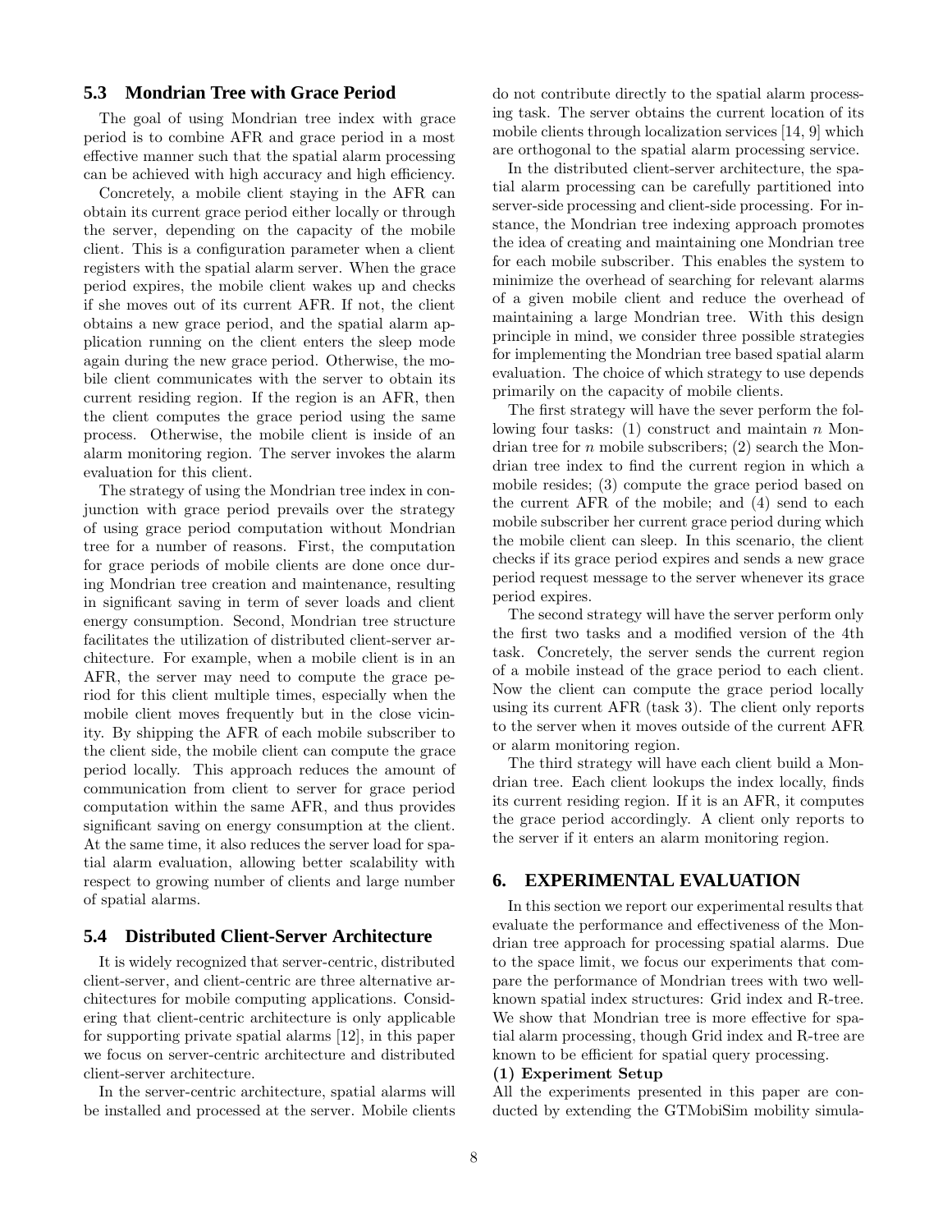## 5.3 Mondrian Tree with Grace Period

The goal of using Mondrian tree index with grace period is to combine AFR and grace period in a most effective manner such that the spatial alarm processing can be achieved with high accuracy and high efficiency.

Concretely, a mobile client staying in the AFR can obtain its current grace period either locally or through the server, depending on the capacity of the mobile client. This is a configuration parameter when a client registers with the spatial alarm server. When the grace period expires, the mobile client wakes up and checks if she moves out of its current AFR. If not, the client obtains a new grace period, and the spatial alarm application running on the client enters the sleep mode again during the new grace period. Otherwise, the mobile client communicates with the server to obtain its current residing region. If the region is an AFR, then the client computes the grace period using the same process. Otherwise, the mobile client is inside of an alarm monitoring region. The server invokes the alarm evaluation for this client.

The strategy of using the Mondrian tree index in conjunction with grace period prevails over the strategy of using grace period computation without Mondrian tree for a number of reasons. First, the computation for grace periods of mobile clients are done once during Mondrian tree creation and maintenance, resulting in significant saving in term of sever loads and client energy consumption. Second, Mondrian tree structure facilitates the utilization of distributed client-server architecture. For example, when a mobile client is in an AFR, the server may need to compute the grace period for this client multiple times, especially when the mobile client moves frequently but in the close vicinity. By shipping the AFR of each mobile subscriber to the client side, the mobile client can compute the grace period locally. This approach reduces the amount of communication from client to server for grace period computation within the same AFR, and thus provides significant saving on energy consumption at the client. At the same time, it also reduces the server load for spatial alarm evaluation, allowing better scalability with respect to growing number of clients and large number of spatial alarms.

## 5.4 Distributed Client-Server Architecture

It is widely recognized that server-centric, distributed client-server, and client-centric are three alternative architectures for mobile computing applications. Considering that client-centric architecture is only applicable for supporting private spatial alarms [12], in this paper we focus on server-centric architecture and distributed client-server architecture.

In the server-centric architecture, spatial alarms will be installed and processed at the server. Mobile clients do not contribute directly to the spatial alarm processing task. The server obtains the current location of its mobile clients through localization services [14, 9] which are orthogonal to the spatial alarm processing service.

In the distributed client-server architecture, the spatial alarm processing can be carefully partitioned into server-side processing and client-side processing. For instance, the Mondrian tree indexing approach promotes the idea of creating and maintaining one Mondrian tree for each mobile subscriber. This enables the system to minimize the overhead of searching for relevant alarms of a given mobile client and reduce the overhead of maintaining a large Mondrian tree. With this design principle in mind, we consider three possible strategies for implementing the Mondrian tree based spatial alarm evaluation. The choice of which strategy to use depends primarily on the capacity of mobile clients.

The first strategy will have the sever perform the following four tasks: (1) construct and maintain $n$ Mondrian tree for $n$ mobile subscribers; (2) search the Mondrian tree index to find the current region in which a mobile resides; (3) compute the grace period based on the current AFR of the mobile; and (4) send to each mobile subscriber her current grace period during which the mobile client can sleep. In this scenario, the client checks if its grace period expires and sends a new grace period request message to the server whenever its grace period expires.

The second strategy will have the server perform only the first two tasks and a modified version of the 4th task. Concretely, the server sends the current region of a mobile instead of the grace period to each client. Now the client can compute the grace period locally using its current AFR (task 3). The client only reports to the server when it moves outside of the current AFR or alarm monitoring region.

The third strategy will have each client build a Mondrian tree. Each client lookups the index locally, finds its current residing region. If it is an AFR, it computes the grace period accordingly. A client only reports to the server if it enters an alarm monitoring region.

# 6. EXPERIMENTAL EVALUATION

In this section we report our experimental results that evaluate the performance and effectiveness of the Mondrian tree approach for processing spatial alarms. Due to the space limit, we focus our experiments that compare the performance of Mondrian trees with two well-known spatial index structures: Grid index and R-tree. We show that Mondrian tree is more effective for spatial alarm processing, though Grid index and R-tree are known to be efficient for spatial query processing.

**(1) Experiment Setup**

All the experiments presented in this paper are conducted by extending the GTMobiSim mobility simula-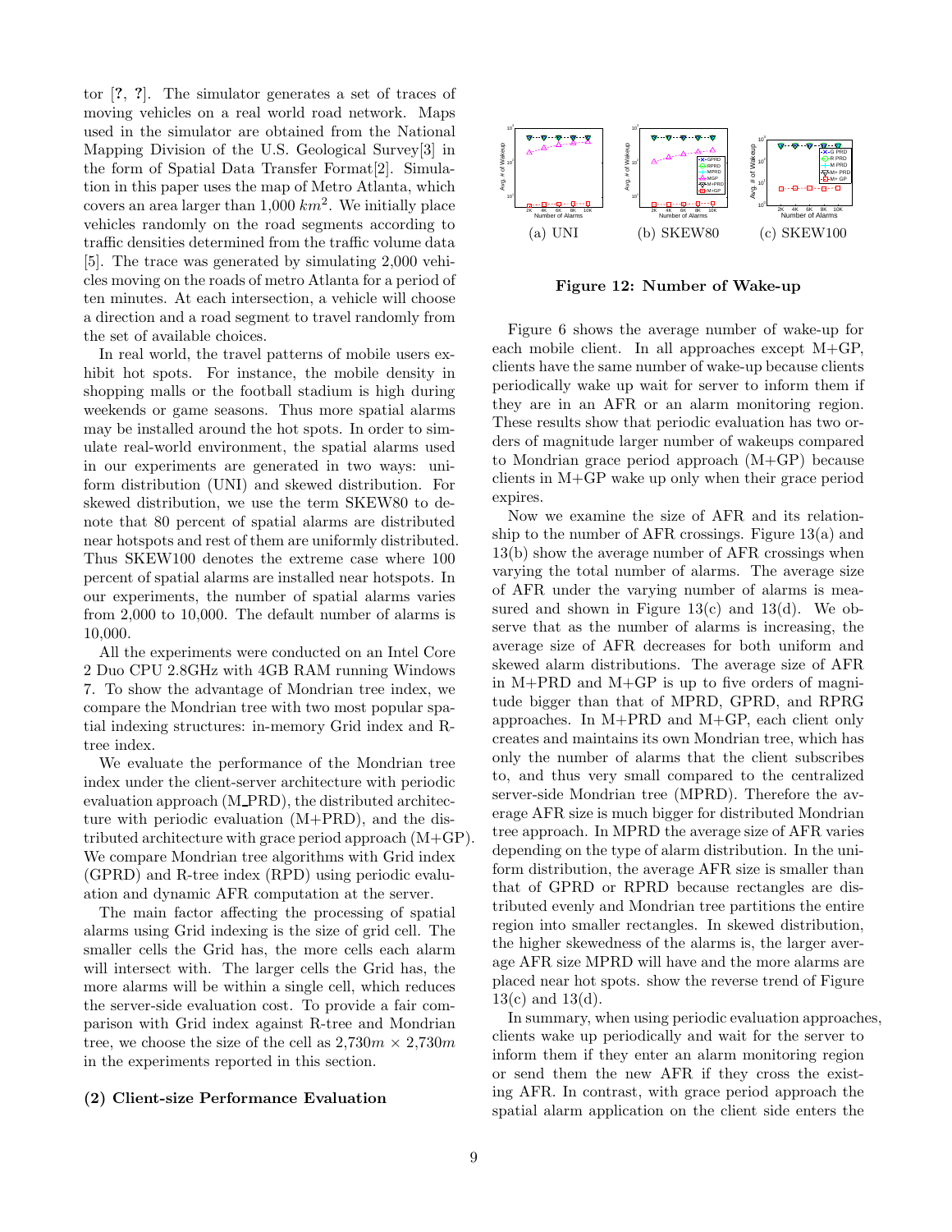tor [?, ?]. The simulator generates a set of traces of moving vehicles on a real world road network. Maps used in the simulator are obtained from the National Mapping Division of the U.S. Geological Survey[3] in the form of Spatial Data Transfer Format[2]. Simulation in this paper uses the map of Metro Atlanta, which covers an area larger than 1,000 $km^2$. We initially place vehicles randomly on the road segments according to traffic densities determined from the traffic volume data [5]. The trace was generated by simulating 2,000 vehicles moving on the roads of metro Atlanta for a period of ten minutes. At each intersection, a vehicle will choose a direction and a road segment to travel randomly from the set of available choices.

In real world, the travel patterns of mobile users exhibit hot spots. For instance, the mobile density in shopping malls or the football stadium is high during weekends or game seasons. Thus more spatial alarms may be installed around the hot spots. In order to simulate real-world environment, the spatial alarms used in our experiments are generated in two ways: uniform distribution (UNI) and skewed distribution. For skewed distribution, we use the term SKEW80 to denote that 80 percent of spatial alarms are distributed near hotspots and rest of them are uniformly distributed. Thus SKEW100 denotes the extreme case where 100 percent of spatial alarms are installed near hotspots. In our experiments, the number of spatial alarms varies from 2,000 to 10,000. The default number of alarms is 10,000.

All the experiments were conducted on an Intel Core 2 Duo CPU 2.8GHz with 4GB RAM running Windows 7. To show the advantage of Mondrian tree index, we compare the Mondrian tree with two most popular spatial indexing structures: in-memory Grid index and R-tree index.

We evaluate the performance of the Mondrian tree index under the client-server architecture with periodic evaluation approach (M_PRD), the distributed architecture with periodic evaluation (M+PRD), and the distributed architecture with grace period approach (M+GP). We compare Mondrian tree algorithms with Grid index (GPRD) and R-tree index (RPD) using periodic evaluation and dynamic AFR computation at the server.

The main factor affecting the processing of spatial alarms using Grid indexing is the size of grid cell. The smaller cells the Grid has, the more cells each alarm will intersect with. The larger cells the Grid has, the more alarms will be within a single cell, which reduces the server-side evaluation cost. To provide a fair comparison with Grid index against R-tree and Mondrian tree, we choose the size of the cell as 2,730$m$ × 2,730$m$ in the experiments reported in this section.

**(2) Client-size Performance Evaluation**

(a) UNI (b) SKEW80 (c) SKEW100

**Figure 12: Number of Wake-up**

Figure 6 shows the average number of wake-up for each mobile client. In all approaches except M+GP, clients have the same number of wake-up because clients periodically wake up wait for server to inform them if they are in an AFR or an alarm monitoring region. These results show that periodic evaluation has two orders of magnitude larger number of wakeups compared to Mondrian grace period approach (M+GP) because clients in M+GP wake up only when their grace period expires.

Now we examine the size of AFR and its relationship to the number of AFR crossings. Figure 13(a) and 13(b) show the average number of AFR crossings when varying the total number of alarms. The average size of AFR under the varying number of alarms is measured and shown in Figure 13(c) and 13(d). We observe that as the number of alarms is increasing, the average size of AFR decreases for both uniform and skewed alarm distributions. The average size of AFR in M+PRD and M+GP is up to five orders of magnitude bigger than that of MPRD, GPRD, and RPRG approaches. In M+PRD and M+GP, each client only creates and maintains its own Mondrian tree, which has only the number of alarms that the client subscribes to, and thus very small compared to the centralized server-side Mondrian tree (MPRD). Therefore the average AFR size is much bigger for distributed Mondrian tree approach. In MPRD the average size of AFR varies depending on the type of alarm distribution. In the uniform distribution, the average AFR size is smaller than that of GPRD or RPRD because rectangles are distributed evenly and Mondrian tree partitions the entire region into smaller rectangles. In skewed distribution, the higher skewedness of the alarms is, the larger average AFR size MPRD will have and the more alarms are placed near hot spots. show the reverse trend of Figure 13(c) and 13(d).

In summary, when using periodic evaluation approaches, clients wake up periodically and wait for the server to inform them if they enter an alarm monitoring region or send them the new AFR if they cross the existing AFR. In contrast, with grace period approach the spatial alarm application on the client side enters the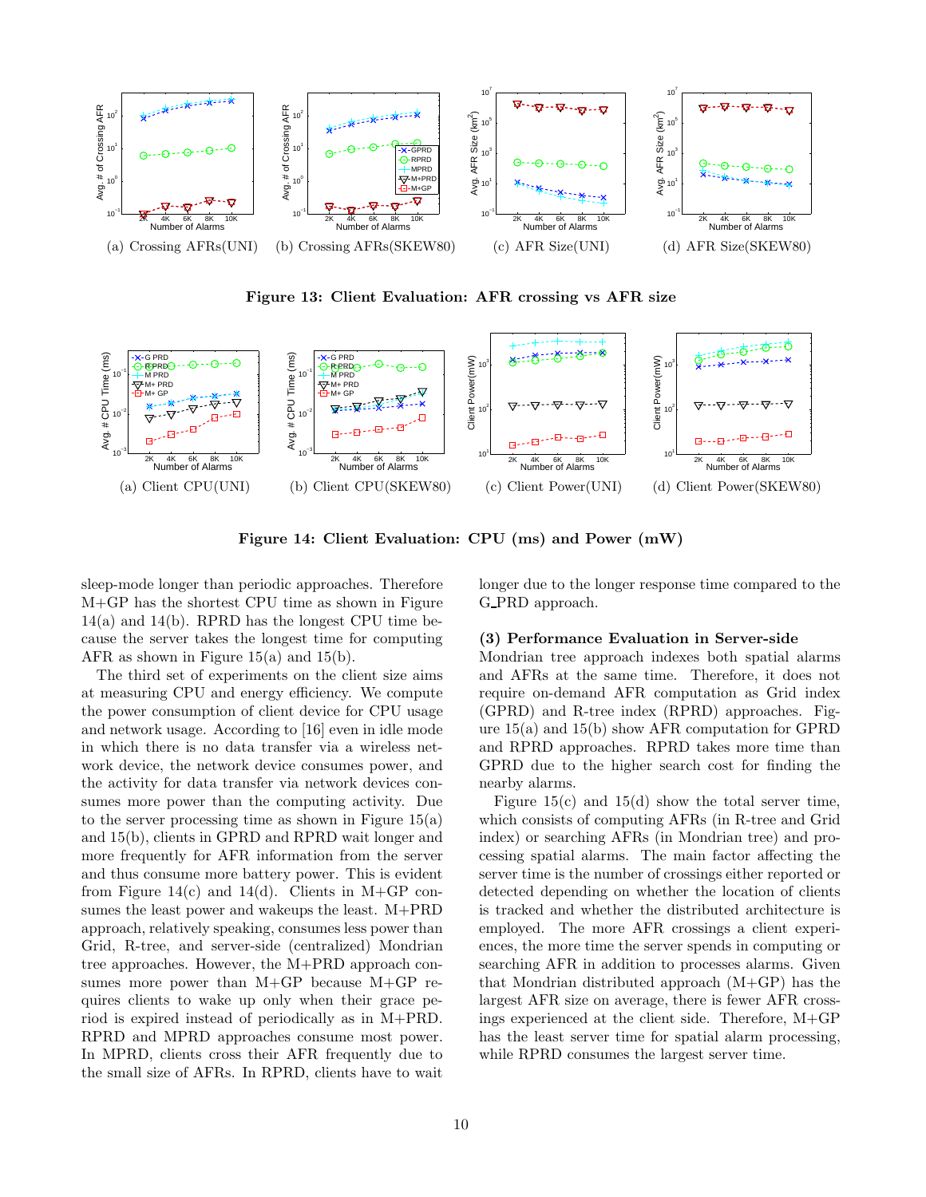(a) Crossing AFRs(UNI) (b) Crossing AFRs(SKEW80) (c) AFR Size(UNI) (d) AFR Size(SKEW80)

**Figure 13: Client Evaluation: AFR crossing vs AFR size**

(a) Client CPU(UNI) (b) Client CPU(SKEW80) (c) Client Power(UNI) (d) Client Power(SKEW80)

**Figure 14: Client Evaluation: CPU (ms) and Power (mW)**

sleep-mode longer than periodic approaches. Therefore M+GP has the shortest CPU time as shown in Figure 14(a) and 14(b). RPRD has the longest CPU time because the server takes the longest time for computing AFR as shown in Figure 15(a) and 15(b).

The third set of experiments on the client size aims at measuring CPU and energy efficiency. We compute the power consumption of client device for CPU usage and network usage. According to [16] even in idle mode in which there is no data transfer via a wireless network device, the network device consumes power, and the activity for data transfer via network devices consumes more power than the computing activity. Due to the server processing time as shown in Figure 15(a) and 15(b), clients in GPRD and RPRD wait longer and more frequently for AFR information from the server and thus consume more battery power. This is evident from Figure 14(c) and 14(d). Clients in M+GP consumes the least power and wakeups the least. M+PRD approach, relatively speaking, consumes less power than Grid, R-tree, and server-side (centralized) Mondrian tree approaches. However, the M+PRD approach consumes more power than M+GP because M+GP requires clients to wake up only when their grace period is expired instead of periodically as in M+PRD. RPRD and MPRD approaches consume most power. In MPRD, clients cross their AFR frequently due to the small size of AFRs. In RPRD, clients have to wait longer due to the longer response time compared to the G_PRD approach.

**(3) Performance Evaluation in Server-side**

Mondrian tree approach indexes both spatial alarms and AFRs at the same time. Therefore, it does not require on-demand AFR computation as Grid index (GPRD) and R-tree index (RPRD) approaches. Figure 15(a) and 15(b) show AFR computation for GPRD and RPRD approaches. RPRD takes more time than GPRD due to the higher search cost for finding the nearby alarms.

Figure 15(c) and 15(d) show the total server time, which consists of computing AFRs (in R-tree and Grid index) or searching AFRs (in Mondrian tree) and processing spatial alarms. The main factor affecting the server time is the number of crossings either reported or detected depending on whether the location of clients is tracked and whether the distributed architecture is employed. The more AFR crossings a client experiences, the more time the server spends in computing or searching AFR in addition to processes alarms. Given that Mondrian distributed approach (M+GP) has the largest AFR size on average, there is fewer AFR crossings experienced at the client side. Therefore, M+GP has the least server time for spatial alarm processing, while RPRD consumes the largest server time.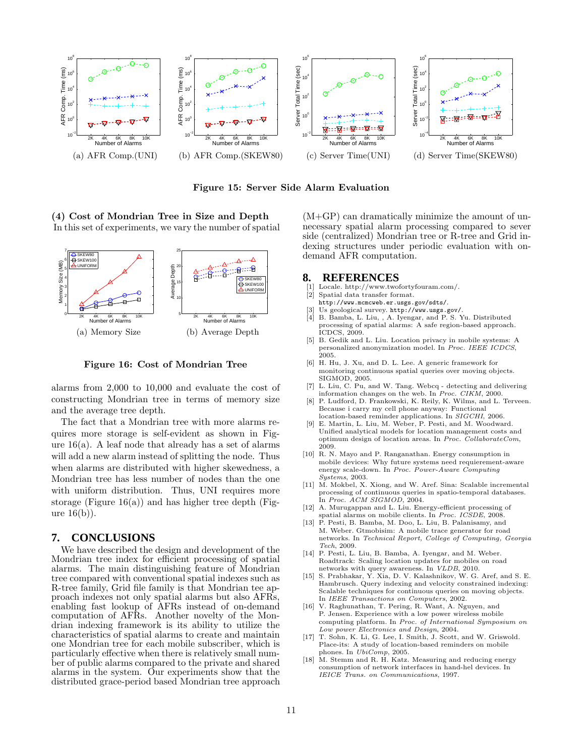10^8
10^6
10^4
10^2
10^0
10^-2
AFR Comp. Time (ms)
2K 4K 6K 8K 10K
Number of Alarms

(a) AFR Comp.(UNI)

10^8
10^6
10^4
10^2
10^0
10^-2
AFR Comp. Time (ms)
2K 4K 6K 8K 10K
Number of Alarms

(b) AFR Comp.(SKEW80)

10^6
10^4
10^2
10^0
10^-2
Server Total Time (sec)
2K 4K 6K 8K 10K
Number of Alarms

(c) Server Time(UNI)

10^6
10^4
10^2
10^0
10^-2
10^-4
Server Total Time (sec)
2K 4K 6K 8K 10K
Number of Alarms

(d) Server Time(SKEW80)

**Figure 15: Server Side Alarm Evaluation**

**(4) Cost of Mondrian Tree in Size and Depth** In this set of experiments, we vary the number of spatial alarms from 2,000 to 10,000 and evaluate the cost of constructing Mondrian tree in terms of memory size and the average tree depth.

SKEW80
SKEW100
UNIFORM
Memory Size (MB)
7 6 5 4 3 2 1 0
2K 4K 6K 8K 10K
Number of Alarms

(a) Memory Size

Average Depth
25 20 15 10 5
2K 4K 6K 8K 10K
Number of Alarms
SKEW80
SKEW100
UNIFORM

(b) Average Depth

**Figure 16: Cost of Mondrian Tree**

The fact that a Mondrian tree with more alarms requires more storage is self-evident as shown in Figure 16(a). A leaf node that already has a set of alarms will add a new alarm instead of splitting the node. Thus when alarms are distributed with higher skewedness, a Mondrian tree has less number of nodes than the one with uniform distribution. Thus, UNI requires more storage (Figure 16(a)) and has higher tree depth (Figure 16(b)).

## 7. CONCLUSIONS

We have described the design and development of the Mondrian tree index for efficient processing of spatial alarms. The main distinguishing feature of Mondrian tree compared with conventional spatial indexes such as R-tree family, Grid file family is that Mondrian tee approach indexes not only spatial alarms but also AFRs, enabling fast lookup of AFRs instead of on-demand computation of AFRs. Another novelty of the Mondrian indexing framework is its ability to utilize the characteristics of spatial alarms to create and maintain one Mondrian tree for each mobile subscriber, which is particularly effective when there is relatively small number of public alarms compared to the private and shared alarms in the system. Our experiments show that the distributed grace-period based Mondrian tree approach (M+GP) can dramatically minimize the amount of unnecessary spatial alarm processing compared to sever side (centralized) Mondrian tree or R-tree and Grid indexing structures under periodic evaluation with on-demand AFR computation.

## 8. REFERENCES

[1] Locale. http://www.twofortyfouram.com/.
[2] Spatial data transfer format. http://www.mcmcweb.er.usgs.gov/sdts/.
[3] Us geological survey. http://www.usgs.gov/.
[4] B. Bamba, L. Liu, , A. Iyengar, and P. S. Yu. Distributed processing of spatial alarms: A safe region-based approach. ICDCS, 2009.
[5] B. Gedik and L. Liu. Location privacy in mobile systems: A personalized anonymization model. In *Proc. IEEE ICDCS*, 2005.
[6] H. Hu, J. Xu, and D. L. Lee. A generic framework for monitoring continuous spatial queries over moving objects. SIGMOD, 2005.
[7] L. Liu, C. Pu, and W. Tang. Webcq - detecting and delivering information changes on the web. In *Proc. CIKM*, 2000.
[8] P. Ludford, D. Frankowski, K. Reily, K. Wilms, and L. Terveen. Because i carry my cell phone anyway: Functional location-based reminder applications. In *SIGCHI*, 2006.
[9] E. Martin, L. Liu, M. Weber, P. Pesti, and M. Woodward. Unified analytical models for location management costs and optimum design of location areas. In *Proc. CollaborateCom*, 2009.
[10] R. N. Mayo and P. Ranganathan. Energy consumption in mobile devices: Why future systems need requierement-aware energy scale-down. In *Proc. Power-Aware Computing Systems*, 2003.
[11] M. Mokbel, X. Xiong, and W. Aref. Sina: Scalable incremental processing of continuous queries in spatio-temporal databases. In *Proc. ACM SIGMOD*, 2004.
[12] A. Murugappan and L. Liu. Energy-efficient processing of spatial alarms on mobile clients. In *Proc. ICSDE*, 2008.
[13] P. Pesti, B. Bamba, M. Doo, L. Liu, B. Palanisamy, and M. Weber. Gtmobisim: A mobile trace generator for road networks. In *Technical Report, College of Computing, Georgia Tech*, 2009.
[14] P. Pesti, L. Liu, B. Bamba, A. Iyengar, and M. Weber. Roadtrack: Scaling location updates for mobiles on road networks with query awareness. In *VLDB*, 2010.
[15] S. Prabhakar, Y. Xia, D. V. Kalashnikov, W. G. Aref, and S. E. Hambrusch. Query indexing and velocity constrained indexing: Scalable techniques for continuous queries on moving objects. In *IEEE Transactions on Computers*, 2002.
[16] V. Raghunathan, T. Pering, R. Want, A. Nguyen, and P. Jensen. Experience with a low power wireless mobile computing platform. In *Proc. of International Symposium on Low power Electronics and Design*, 2004.
[17] T. Sohn, K. Li, G. Lee, I. Smith, J. Scott, and W. Griswold. Place-its: A study of location-based reminders on mobile phones. In *UbiComp*, 2005.
[18] M. Stemm and R. H. Katz. Measuring and reducing energy consumption of network interfaces in hand-hel devices. In *IEICE Trans. on Communications*, 1997.